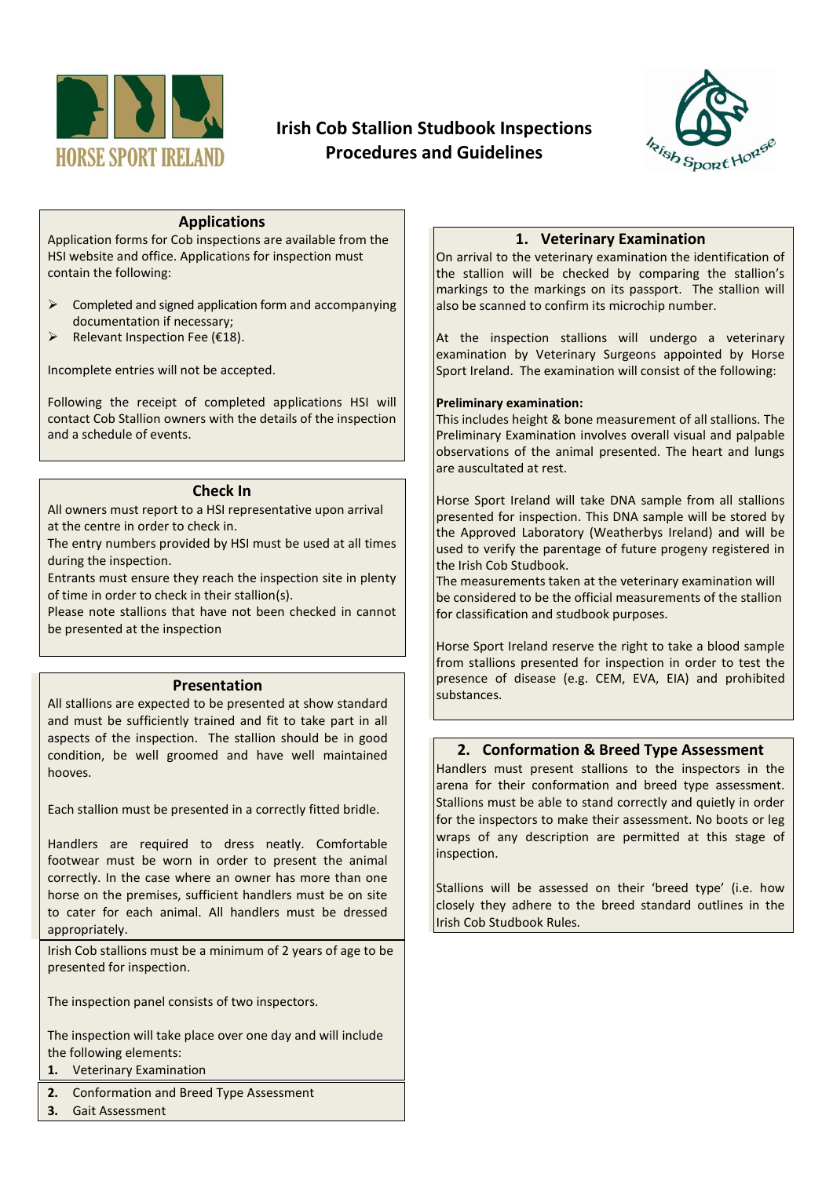# Irish Cob Stallion Studbook Inspections Procedures and Guidelines

## Applications

Application forms for Cob inspections are available from the HSI website and office. Applications for inspection must contain the following:

- Completed and signed application form and accompanying documentation if necessary;
- Relevant Inspection Fee (€18).

Incomplete entries will not be accepted.

Following the receipt of completed applications HSI will contact Cob Stallion owners with the details of the inspection and a schedule of events.

## Check In

All owners must report to a HSI representative upon arrival at the centre in order to check in.

The entry numbers provided by HSI must be used at all times during the inspection.

Entrants must ensure they reach the inspection site in plenty of time in order to check in their stallion(s).

Please note stallions that have not been checked in cannot be presented at the inspection

## Presentation

All stallions are expected to be presented at show standard and must be sufficiently trained and fit to take part in all aspects of the inspection. The stallion should be in good condition, be well groomed and have well maintained hooves.

Each stallion must be presented in a correctly fitted bridle.

Handlers are required to dress neatly. Comfortable footwear must be worn in order to present the animal correctly. In the case where an owner has more than one horse on the premises, sufficient handlers must be on site to cater for each animal. All handlers must be dressed appropriately.

Irish Cob stallions must be a minimum of 2 years of age to be presented for inspection.

The inspection panel consists of two inspectors.

The inspection will take place over one day and will include the following elements:

1. Veterinary Examination
2. Conformation and Breed Type Assessment
3. Gait Assessment

## 1. Veterinary Examination

On arrival to the veterinary examination the identification of the stallion will be checked by comparing the stallion's markings to the markings on its passport. The stallion will also be scanned to confirm its microchip number.

At the inspection stallions will undergo a veterinary examination by Veterinary Surgeons appointed by Horse Sport Ireland. The examination will consist of the following:

**Preliminary examination:**

This includes height & bone measurement of all stallions. The Preliminary Examination involves overall visual and palpable observations of the animal presented. The heart and lungs are auscultated at rest.

Horse Sport Ireland will take DNA sample from all stallions presented for inspection. This DNA sample will be stored by the Approved Laboratory (Weatherbys Ireland) and will be used to verify the parentage of future progeny registered in the Irish Cob Studbook.

The measurements taken at the veterinary examination will be considered to be the official measurements of the stallion for classification and studbook purposes.

Horse Sport Ireland reserve the right to take a blood sample from stallions presented for inspection in order to test the presence of disease (e.g. CEM, EVA, EIA) and prohibited substances.

## 2. Conformation & Breed Type Assessment

Handlers must present stallions to the inspectors in the arena for their conformation and breed type assessment. Stallions must be able to stand correctly and quietly in order for the inspectors to make their assessment. No boots or leg wraps of any description are permitted at this stage of inspection.

Stallions will be assessed on their 'breed type' (i.e. how closely they adhere to the breed standard outlines in the Irish Cob Studbook Rules.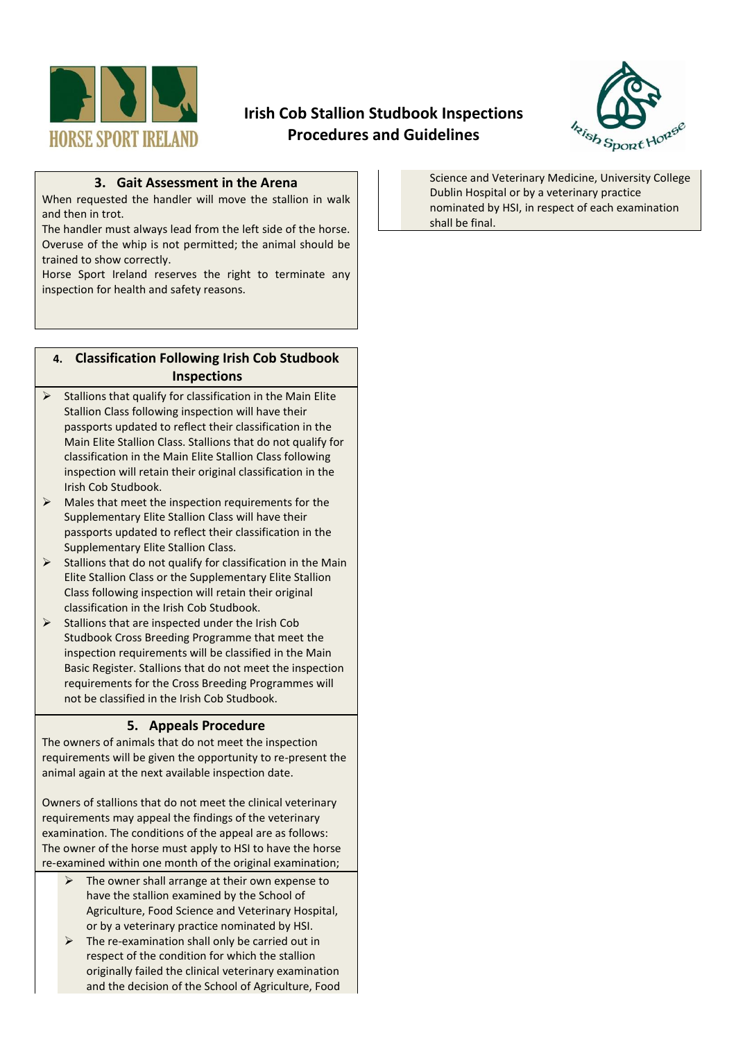## 3. Gait Assessment in the Arena

When requested the handler will move the stallion in walk and then in trot.

The handler must always lead from the left side of the horse. Overuse of the whip is not permitted; the animal should be trained to show correctly.

Horse Sport Ireland reserves the right to terminate any inspection for health and safety reasons.

## 4. Classification Following Irish Cob Studbook Inspections

- Stallions that qualify for classification in the Main Elite Stallion Class following inspection will have their passports updated to reflect their classification in the Main Elite Stallion Class. Stallions that do not qualify for classification in the Main Elite Stallion Class following inspection will retain their original classification in the Irish Cob Studbook.
- Males that meet the inspection requirements for the Supplementary Elite Stallion Class will have their passports updated to reflect their classification in the Supplementary Elite Stallion Class.
- Stallions that do not qualify for classification in the Main Elite Stallion Class or the Supplementary Elite Stallion Class following inspection will retain their original classification in the Irish Cob Studbook.
- Stallions that are inspected under the Irish Cob Studbook Cross Breeding Programme that meet the inspection requirements will be classified in the Main Basic Register. Stallions that do not meet the inspection requirements for the Cross Breeding Programmes will not be classified in the Irish Cob Studbook.

## 5. Appeals Procedure

The owners of animals that do not meet the inspection requirements will be given the opportunity to re-present the animal again at the next available inspection date.

Owners of stallions that do not meet the clinical veterinary requirements may appeal the findings of the veterinary examination. The conditions of the appeal are as follows: The owner of the horse must apply to HSI to have the horse re-examined within one month of the original examination;

- The owner shall arrange at their own expense to have the stallion examined by the School of Agriculture, Food Science and Veterinary Hospital, or by a veterinary practice nominated by HSI.
- The re-examination shall only be carried out in respect of the condition for which the stallion originally failed the clinical veterinary examination and the decision of the School of Agriculture, Food Science and Veterinary Medicine, University College Dublin Hospital or by a veterinary practice nominated by HSI, in respect of each examination shall be final.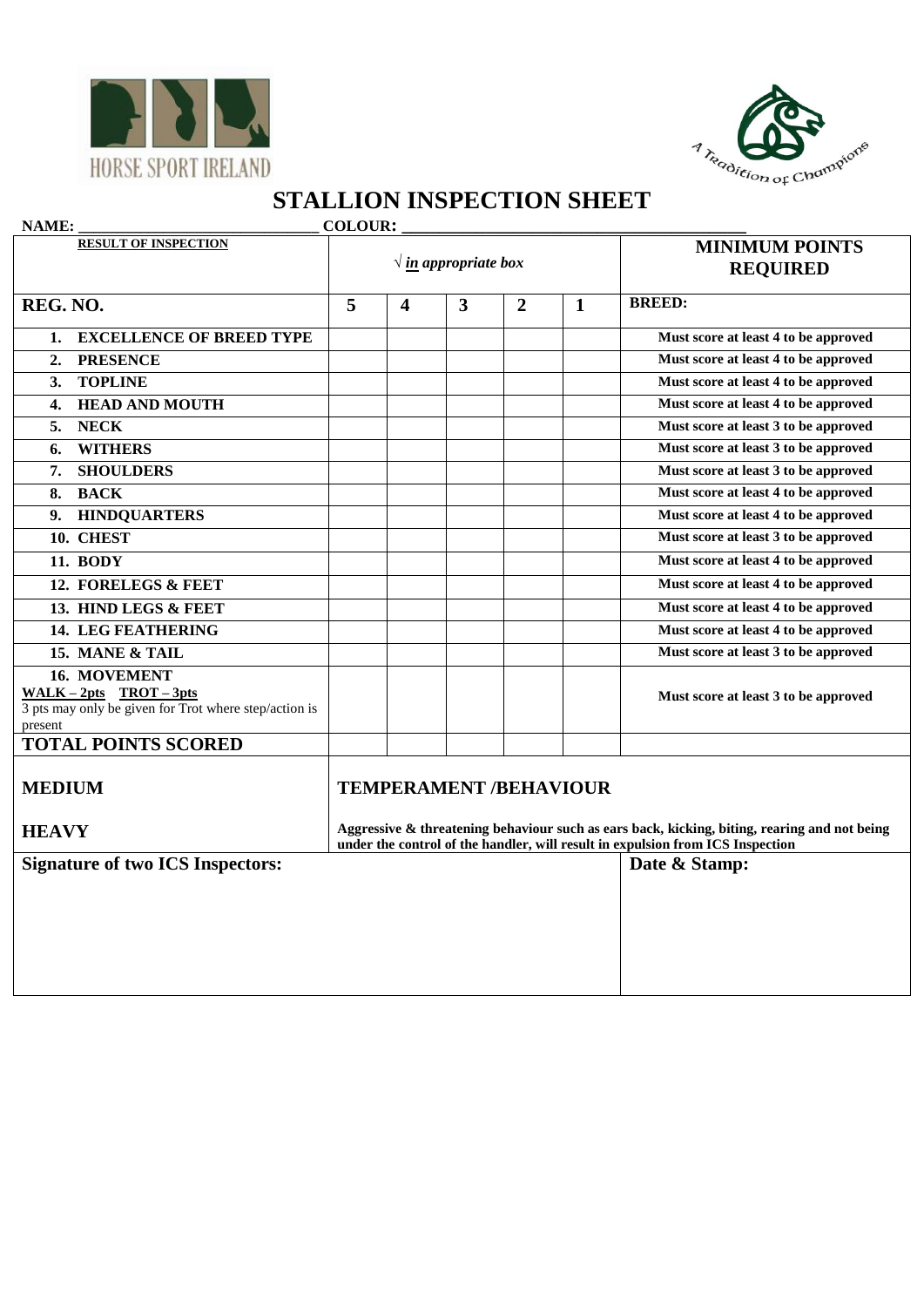# STALLION INSPECTION SHEET

**NAME:** _______________________________ **COLOUR:** ____________________________________________

| **RESULT OF INSPECTION** | *√ in appropriate box* | | | | | **MINIMUM POINTS REQUIRED** |
|---|---|---|---|---|---|---|
| **REG. NO.** | **5** | **4** | **3** | **2** | **1** | **BREED:** |
| **1. EXCELLENCE OF BREED TYPE** | | | | | | **Must score at least 4 to be approved** |
| **2. PRESENCE** | | | | | | **Must score at least 4 to be approved** |
| **3. TOPLINE** | | | | | | **Must score at least 4 to be approved** |
| **4. HEAD AND MOUTH** | | | | | | **Must score at least 4 to be approved** |
| **5. NECK** | | | | | | **Must score at least 3 to be approved** |
| **6. WITHERS** | | | | | | **Must score at least 3 to be approved** |
| **7. SHOULDERS** | | | | | | **Must score at least 3 to be approved** |
| **8. BACK** | | | | | | **Must score at least 4 to be approved** |
| **9. HINDQUARTERS** | | | | | | **Must score at least 4 to be approved** |
| **10. CHEST** | | | | | | **Must score at least 3 to be approved** |
| **11. BODY** | | | | | | **Must score at least 4 to be approved** |
| **12. FORELEGS & FEET** | | | | | | **Must score at least 4 to be approved** |
| **13. HIND LEGS & FEET** | | | | | | **Must score at least 4 to be approved** |
| **14. LEG FEATHERING** | | | | | | **Must score at least 4 to be approved** |
| **15. MANE & TAIL** | | | | | | **Must score at least 3 to be approved** |
| **16. MOVEMENT** **WALK – 2pts TROT – 3pts** 3 pts may only be given for Trot where step/action is present | | | | | | **Must score at least 3 to be approved** |
| **TOTAL POINTS SCORED** | | | | | | |

| | |
|---|---|
| **MEDIUM** | **TEMPERAMENT /BEHAVIOUR** |
| **HEAVY** | **Aggressive & threatening behaviour such as ears back, kicking, biting, rearing and not being under the control of the handler, will result in expulsion from ICS Inspection** |

| | |
|---|---|
| **Signature of two ICS Inspectors:** | **Date & Stamp:** |